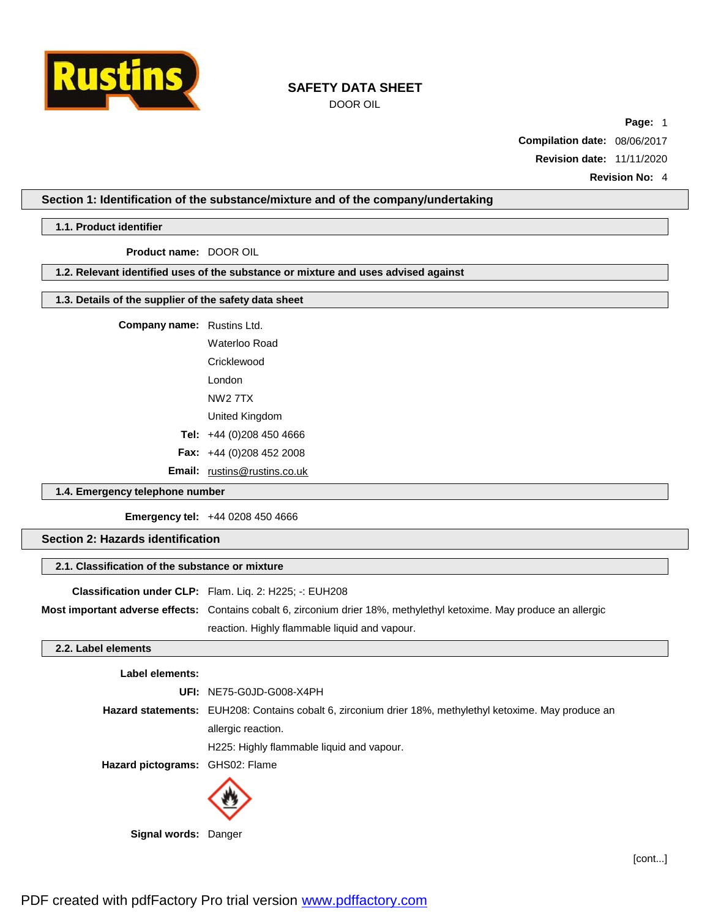# SAFETY DATA SHEET

DOOR OIL

**Page:** 1

**Compilation date:** 08/06/2017

**Revision date:** 11/11/2020

**Revision No:** 4

## Section 1: Identification of the substance/mixture and of the company/undertaking

### 1.1. Product identifier

**Product name:** DOOR OIL

### 1.2. Relevant identified uses of the substance or mixture and uses advised against

### 1.3. Details of the supplier of the safety data sheet

**Company name:** Rustins Ltd.
Waterloo Road
Cricklewood
London
NW2 7TX
United Kingdom

**Tel:** +44 (0)208 450 4666

**Fax:** +44 (0)208 452 2008

**Email:** rustins@rustins.co.uk

### 1.4. Emergency telephone number

**Emergency tel:** +44 0208 450 4666

## Section 2: Hazards identification

### 2.1. Classification of the substance or mixture

**Classification under CLP:** Flam. Liq. 2: H225; -: EUH208

**Most important adverse effects:** Contains cobalt 6, zirconium drier 18%, methylethyl ketoxime. May produce an allergic reaction. Highly flammable liquid and vapour.

### 2.2. Label elements

**Label elements:**

**UFI:** NE75-G0JD-G008-X4PH

**Hazard statements:** EUH208: Contains cobalt 6, zirconium drier 18%, methylethyl ketoxime. May produce an allergic reaction.

H225: Highly flammable liquid and vapour.

**Hazard pictograms:** GHS02: Flame

**Signal words:** Danger

[cont...]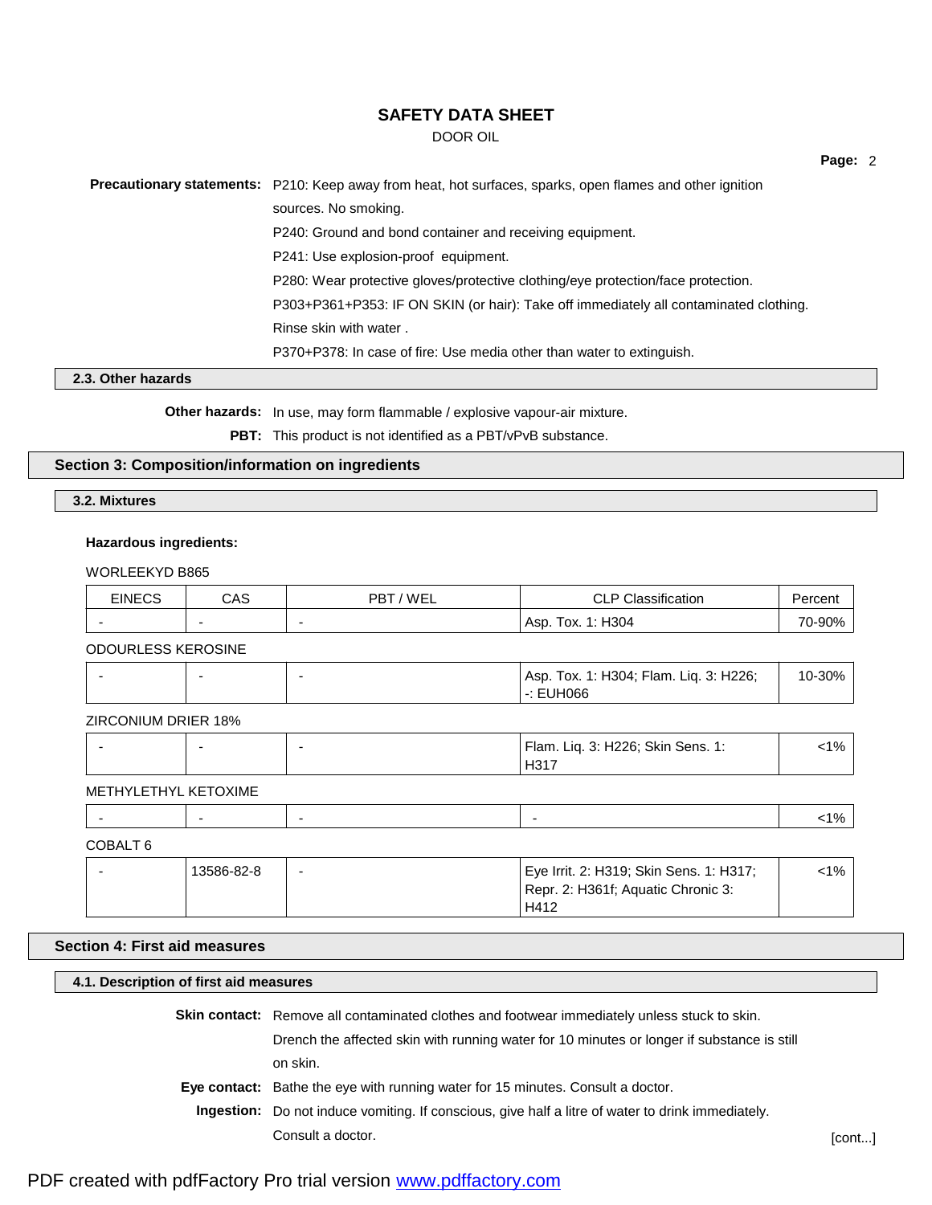**Precautionary statements:** P210: Keep away from heat, hot surfaces, sparks, open flames and other ignition sources. No smoking.
P240: Ground and bond container and receiving equipment.
P241: Use explosion-proof equipment.
P280: Wear protective gloves/protective clothing/eye protection/face protection.
P303+P361+P353: IF ON SKIN (or hair): Take off immediately all contaminated clothing. Rinse skin with water .
P370+P378: In case of fire: Use media other than water to extinguish.

### 2.3. Other hazards

**Other hazards:** In use, may form flammable / explosive vapour-air mixture.

**PBT:** This product is not identified as a PBT/vPvB substance.

## Section 3: Composition/information on ingredients

### 3.2. Mixtures

**Hazardous ingredients:**

WORLEEKYD B865

| EINECS | CAS | PBT / WEL | CLP Classification | Percent |
|---|---|---|---|---|
| - | - | - | Asp. Tox. 1: H304 | 70-90% |

ODOURLESS KEROSINE

| EINECS | CAS | PBT / WEL | CLP Classification | Percent |
|---|---|---|---|---|
| - | - | - | Asp. Tox. 1: H304; Flam. Liq. 3: H226; -: EUH066 | 10-30% |

ZIRCONIUM DRIER 18%

| EINECS | CAS | PBT / WEL | CLP Classification | Percent |
|---|---|---|---|---|
| - | - | - | Flam. Liq. 3: H226; Skin Sens. 1: H317 | <1% |

METHYLETHYL KETOXIME

| EINECS | CAS | PBT / WEL | CLP Classification | Percent |
|---|---|---|---|---|
| - | - | - | - | <1% |

COBALT 6

| EINECS | CAS | PBT / WEL | CLP Classification | Percent |
|---|---|---|---|---|
| - | 13586-82-8 | - | Eye Irrit. 2: H319; Skin Sens. 1: H317; Repr. 2: H361f; Aquatic Chronic 3: H412 | <1% |

## Section 4: First aid measures

### 4.1. Description of first aid measures

**Skin contact:** Remove all contaminated clothes and footwear immediately unless stuck to skin. Drench the affected skin with running water for 10 minutes or longer if substance is still on skin.

**Eye contact:** Bathe the eye with running water for 15 minutes. Consult a doctor.

**Ingestion:** Do not induce vomiting. If conscious, give half a litre of water to drink immediately. Consult a doctor.

[cont...]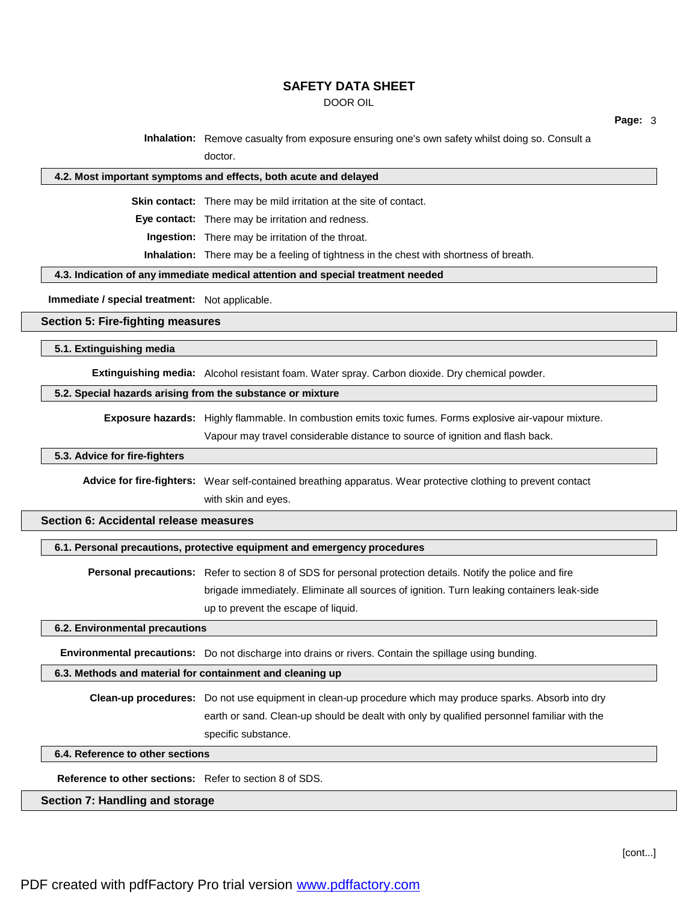**Inhalation:** Remove casualty from exposure ensuring one's own safety whilst doing so. Consult a doctor.

### 4.2. Most important symptoms and effects, both acute and delayed

**Skin contact:** There may be mild irritation at the site of contact.

**Eye contact:** There may be irritation and redness.

**Ingestion:** There may be irritation of the throat.

**Inhalation:** There may be a feeling of tightness in the chest with shortness of breath.

### 4.3. Indication of any immediate medical attention and special treatment needed

**Immediate / special treatment:** Not applicable.

## Section 5: Fire-fighting measures

### 5.1. Extinguishing media

**Extinguishing media:** Alcohol resistant foam. Water spray. Carbon dioxide. Dry chemical powder.

### 5.2. Special hazards arising from the substance or mixture

**Exposure hazards:** Highly flammable. In combustion emits toxic fumes. Forms explosive air-vapour mixture. Vapour may travel considerable distance to source of ignition and flash back.

### 5.3. Advice for fire-fighters

**Advice for fire-fighters:** Wear self-contained breathing apparatus. Wear protective clothing to prevent contact with skin and eyes.

## Section 6: Accidental release measures

### 6.1. Personal precautions, protective equipment and emergency procedures

**Personal precautions:** Refer to section 8 of SDS for personal protection details. Notify the police and fire brigade immediately. Eliminate all sources of ignition. Turn leaking containers leak-side up to prevent the escape of liquid.

### 6.2. Environmental precautions

**Environmental precautions:** Do not discharge into drains or rivers. Contain the spillage using bunding.

### 6.3. Methods and material for containment and cleaning up

**Clean-up procedures:** Do not use equipment in clean-up procedure which may produce sparks. Absorb into dry earth or sand. Clean-up should be dealt with only by qualified personnel familiar with the specific substance.

### 6.4. Reference to other sections

**Reference to other sections:** Refer to section 8 of SDS.

## Section 7: Handling and storage

[cont...]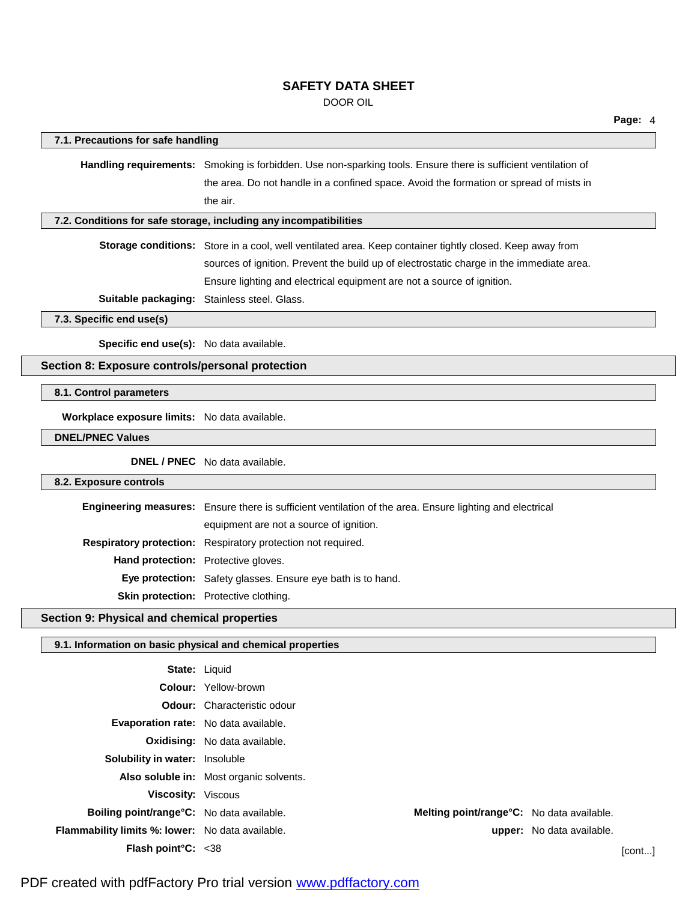### 7.1. Precautions for safe handling

**Handling requirements:** Smoking is forbidden. Use non-sparking tools. Ensure there is sufficient ventilation of the area. Do not handle in a confined space. Avoid the formation or spread of mists in the air.

### 7.2. Conditions for safe storage, including any incompatibilities

**Storage conditions:** Store in a cool, well ventilated area. Keep container tightly closed. Keep away from sources of ignition. Prevent the build up of electrostatic charge in the immediate area. Ensure lighting and electrical equipment are not a source of ignition.

**Suitable packaging:** Stainless steel. Glass.

### 7.3. Specific end use(s)

**Specific end use(s):** No data available.

## Section 8: Exposure controls/personal protection

### 8.1. Control parameters

**Workplace exposure limits:** No data available.

### DNEL/PNEC Values

**DNEL / PNEC** No data available.

### 8.2. Exposure controls

**Engineering measures:** Ensure there is sufficient ventilation of the area. Ensure lighting and electrical equipment are not a source of ignition.

**Respiratory protection:** Respiratory protection not required.

**Hand protection:** Protective gloves.

**Eye protection:** Safety glasses. Ensure eye bath is to hand.

**Skin protection:** Protective clothing.

## Section 9: Physical and chemical properties

### 9.1. Information on basic physical and chemical properties

**State:** Liquid

**Colour:** Yellow-brown

**Odour:** Characteristic odour

**Evaporation rate:** No data available.

**Oxidising:** No data available.

**Solubility in water:** Insoluble

**Also soluble in:** Most organic solvents.

**Viscosity:** Viscous

**Boiling point/range°C:** No data available. **Melting point/range°C:** No data available.

**Flammability limits %: lower:** No data available. **upper:** No data available.

**Flash point°C:** <38

[cont...]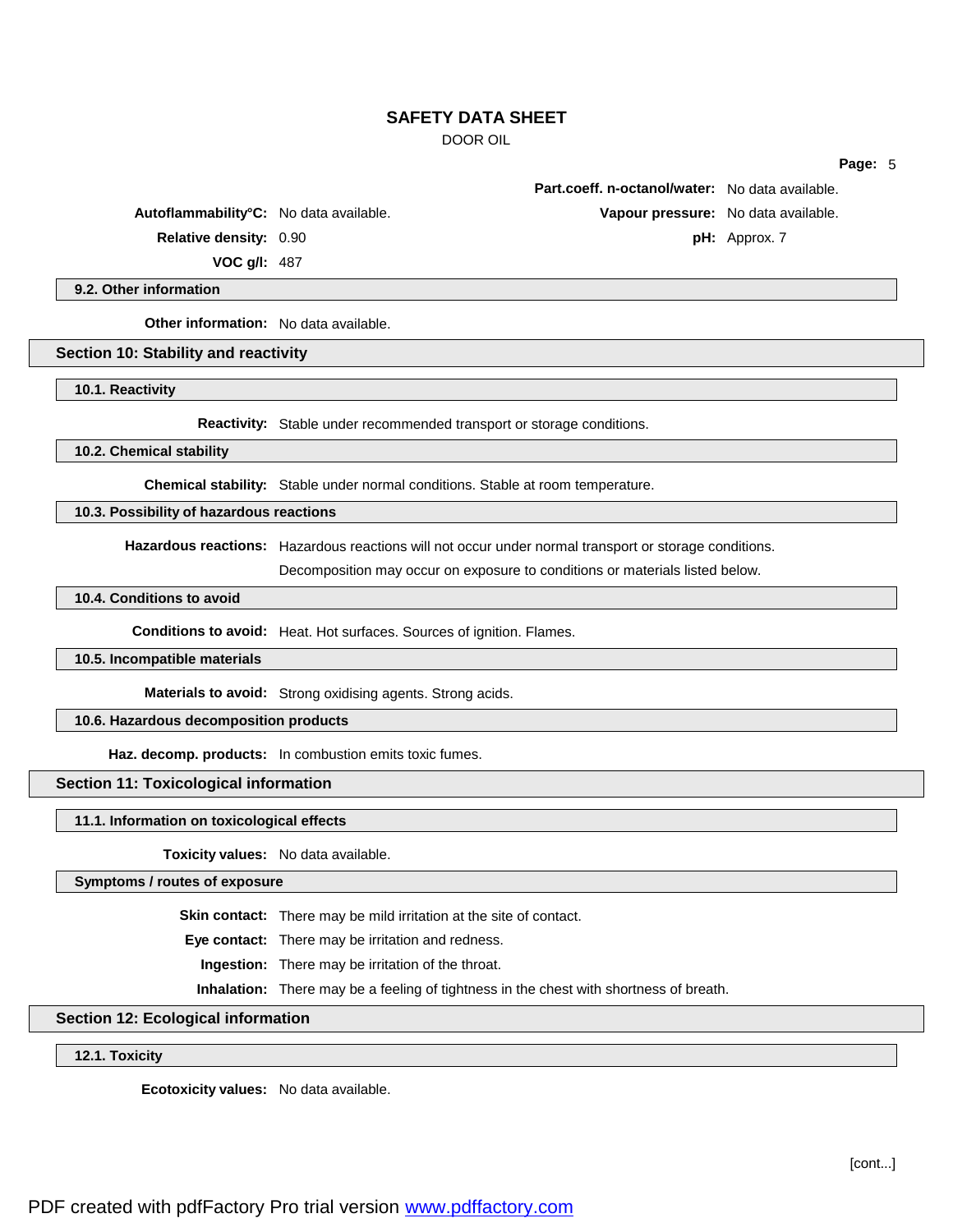**Part.coeff. n-octanol/water:** No data available.

**Autoflammability°C:** No data available.

**Vapour pressure:** No data available.

**Relative density:** 0.90

**pH:** Approx. 7

**VOC g/l:** 487

### 9.2. Other information

**Other information:** No data available.

## Section 10: Stability and reactivity

### 10.1. Reactivity

**Reactivity:** Stable under recommended transport or storage conditions.

### 10.2. Chemical stability

**Chemical stability:** Stable under normal conditions. Stable at room temperature.

### 10.3. Possibility of hazardous reactions

**Hazardous reactions:** Hazardous reactions will not occur under normal transport or storage conditions. Decomposition may occur on exposure to conditions or materials listed below.

### 10.4. Conditions to avoid

**Conditions to avoid:** Heat. Hot surfaces. Sources of ignition. Flames.

### 10.5. Incompatible materials

**Materials to avoid:** Strong oxidising agents. Strong acids.

### 10.6. Hazardous decomposition products

**Haz. decomp. products:** In combustion emits toxic fumes.

## Section 11: Toxicological information

### 11.1. Information on toxicological effects

**Toxicity values:** No data available.

### Symptoms / routes of exposure

**Skin contact:** There may be mild irritation at the site of contact.

**Eye contact:** There may be irritation and redness.

**Ingestion:** There may be irritation of the throat.

**Inhalation:** There may be a feeling of tightness in the chest with shortness of breath.

## Section 12: Ecological information

### 12.1. Toxicity

**Ecotoxicity values:** No data available.

[cont...]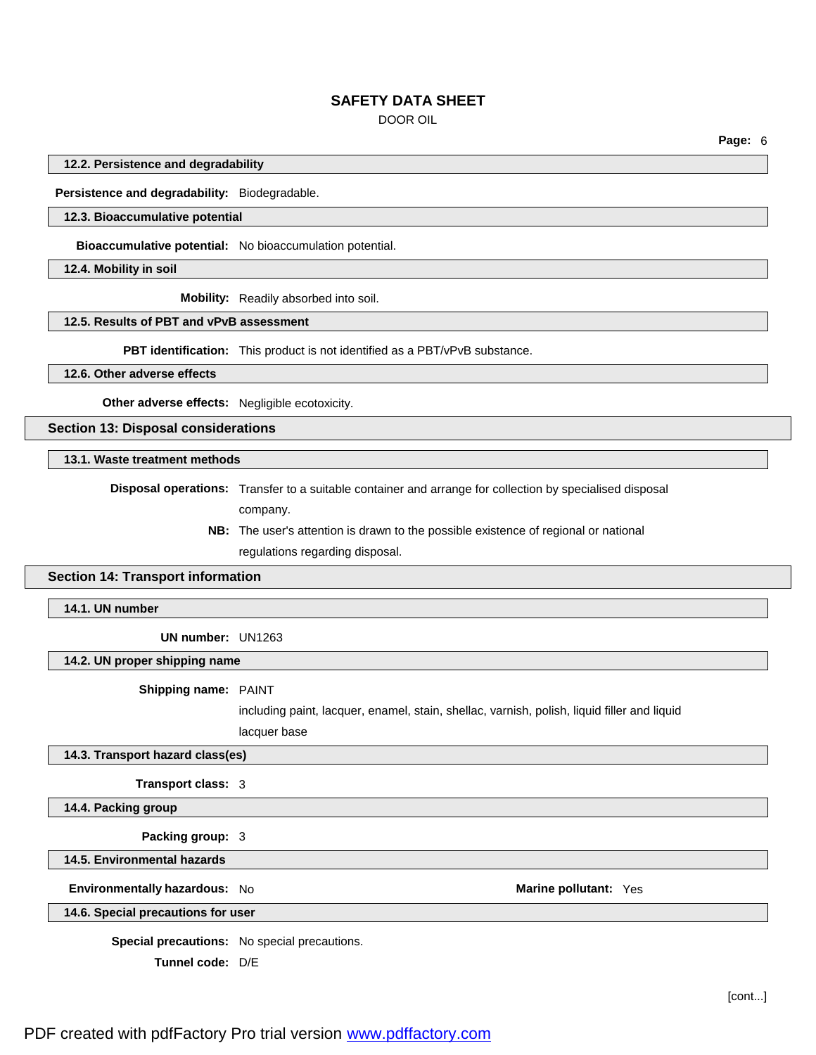### 12.2. Persistence and degradability

**Persistence and degradability:** Biodegradable.

### 12.3. Bioaccumulative potential

**Bioaccumulative potential:** No bioaccumulation potential.

### 12.4. Mobility in soil

**Mobility:** Readily absorbed into soil.

### 12.5. Results of PBT and vPvB assessment

**PBT identification:** This product is not identified as a PBT/vPvB substance.

### 12.6. Other adverse effects

**Other adverse effects:** Negligible ecotoxicity.

## Section 13: Disposal considerations

### 13.1. Waste treatment methods

**Disposal operations:** Transfer to a suitable container and arrange for collection by specialised disposal company.

**NB:** The user's attention is drawn to the possible existence of regional or national regulations regarding disposal.

## Section 14: Transport information

### 14.1. UN number

**UN number:** UN1263

### 14.2. UN proper shipping name

**Shipping name:** PAINT
including paint, lacquer, enamel, stain, shellac, varnish, polish, liquid filler and liquid lacquer base

### 14.3. Transport hazard class(es)

**Transport class:** 3

### 14.4. Packing group

**Packing group:** 3

### 14.5. Environmental hazards

**Environmentally hazardous:** No **Marine pollutant:** Yes

### 14.6. Special precautions for user

**Special precautions:** No special precautions.

**Tunnel code:** D/E

[cont...]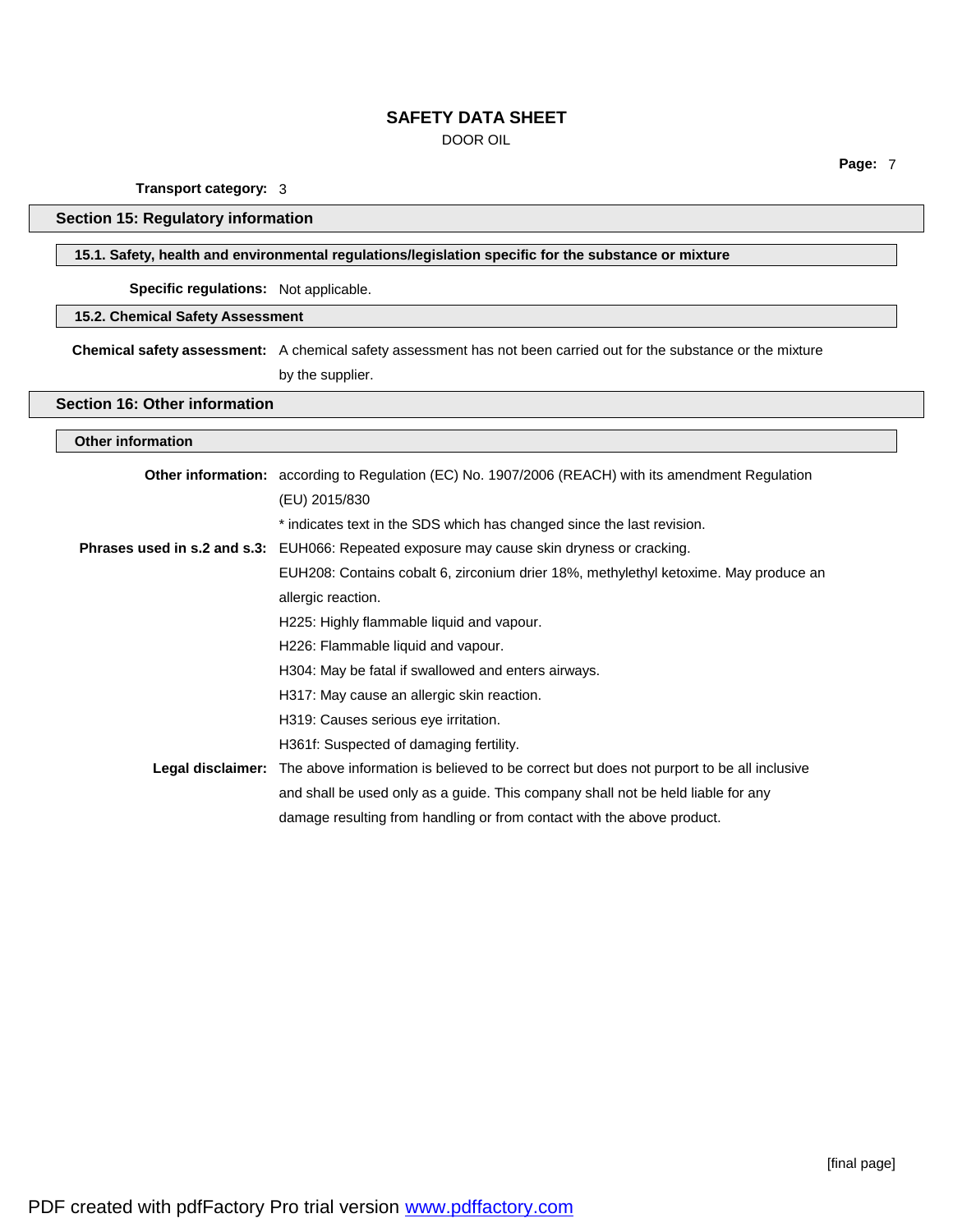**Transport category:** 3

## Section 15: Regulatory information

### 15.1. Safety, health and environmental regulations/legislation specific for the substance or mixture

**Specific regulations:** Not applicable.

### 15.2. Chemical Safety Assessment

**Chemical safety assessment:** A chemical safety assessment has not been carried out for the substance or the mixture by the supplier.

## Section 16: Other information

### Other information

**Other information:** according to Regulation (EC) No. 1907/2006 (REACH) with its amendment Regulation (EU) 2015/830

* indicates text in the SDS which has changed since the last revision.

**Phrases used in s.2 and s.3:** EUH066: Repeated exposure may cause skin dryness or cracking.

EUH208: Contains cobalt 6, zirconium drier 18%, methylethyl ketoxime. May produce an allergic reaction.

H225: Highly flammable liquid and vapour.

H226: Flammable liquid and vapour.

H304: May be fatal if swallowed and enters airways.

H317: May cause an allergic skin reaction.

H319: Causes serious eye irritation.

H361f: Suspected of damaging fertility.

**Legal disclaimer:** The above information is believed to be correct but does not purport to be all inclusive and shall be used only as a guide. This company shall not be held liable for any damage resulting from handling or from contact with the above product.

[final page]